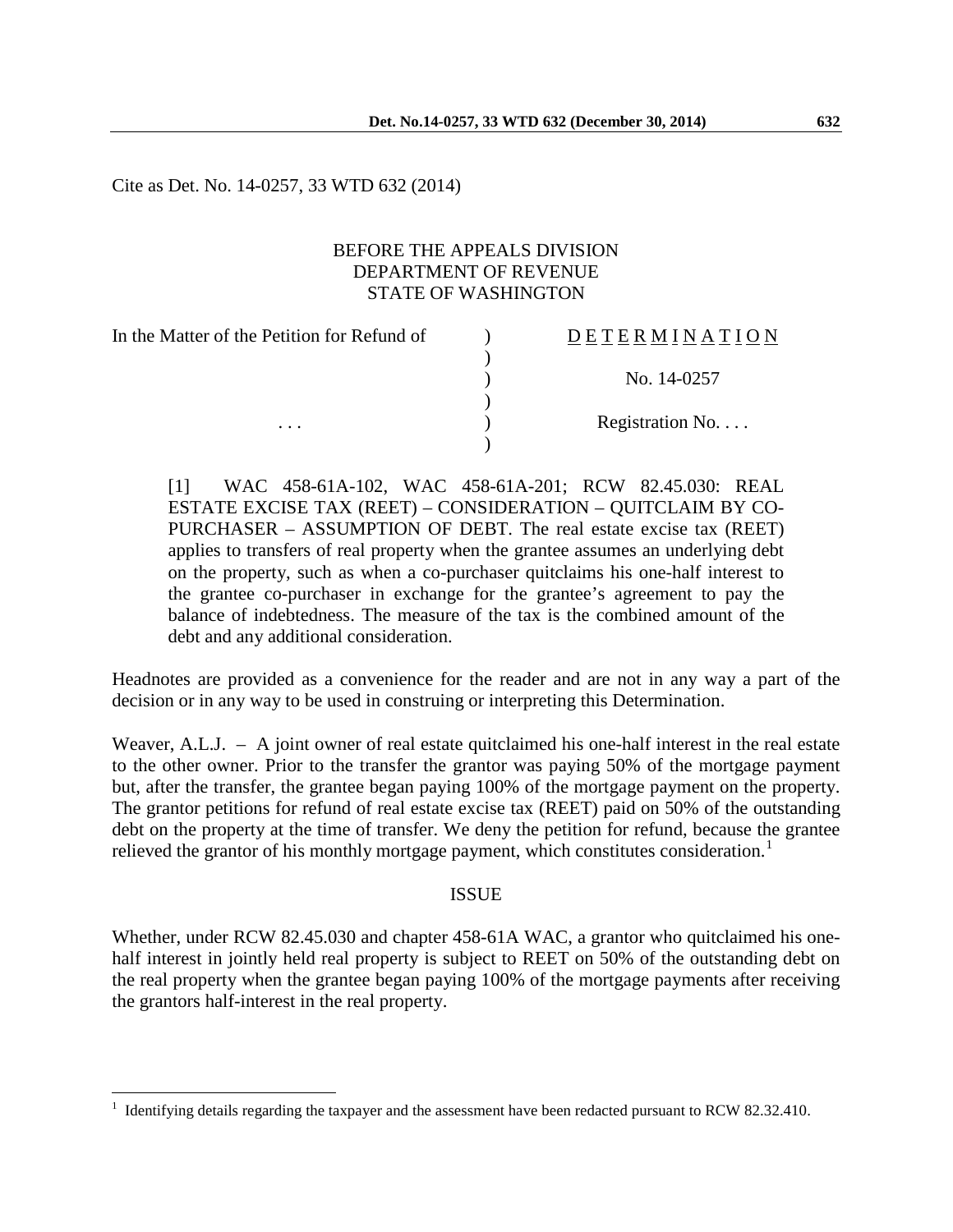Cite as Det. No. 14-0257, 33 WTD 632 (2014)

BEFORE THE APPEALS DIVISION
DEPARTMENT OF REVENUE
STATE OF WASHINGTON

| In the Matter of the Petition for Refund of | ) | D E T E R M I N A T I O N |
|---|---|---|
| | ) | |
| | ) | No. 14-0257 |
| | ) | |
| . . . | ) | Registration No. . . . |
| | ) | |

[1] WAC 458-61A-102, WAC 458-61A-201; RCW 82.45.030: REAL ESTATE EXCISE TAX (REET) – CONSIDERATION – QUITCLAIM BY CO-PURCHASER – ASSUMPTION OF DEBT. The real estate excise tax (REET) applies to transfers of real property when the grantee assumes an underlying debt on the property, such as when a co-purchaser quitclaims his one-half interest to the grantee co-purchaser in exchange for the grantee's agreement to pay the balance of indebtedness. The measure of the tax is the combined amount of the debt and any additional consideration.

Headnotes are provided as a convenience for the reader and are not in any way a part of the decision or in any way to be used in construing or interpreting this Determination.

Weaver, A.L.J. – A joint owner of real estate quitclaimed his one-half interest in the real estate to the other owner. Prior to the transfer the grantor was paying 50% of the mortgage payment but, after the transfer, the grantee began paying 100% of the mortgage payment on the property. The grantor petitions for refund of real estate excise tax (REET) paid on 50% of the outstanding debt on the property at the time of transfer. We deny the petition for refund, because the grantee relieved the grantor of his monthly mortgage payment, which constitutes consideration.[1]

## ISSUE

Whether, under RCW 82.45.030 and chapter 458-61A WAC, a grantor who quitclaimed his one-half interest in jointly held real property is subject to REET on 50% of the outstanding debt on the real property when the grantee began paying 100% of the mortgage payments after receiving the grantors half-interest in the real property.

---

[1] Identifying details regarding the taxpayer and the assessment have been redacted pursuant to RCW 82.32.410.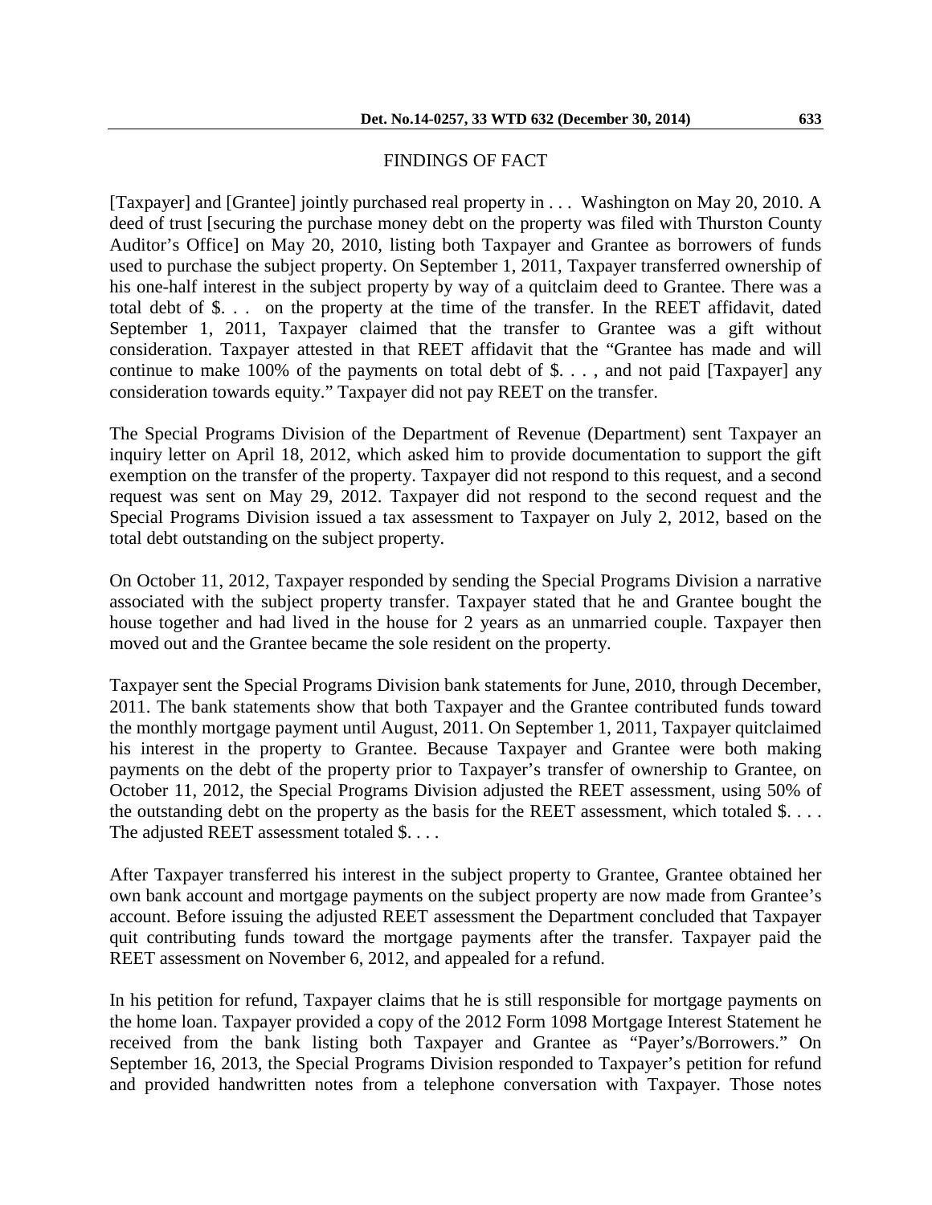## FINDINGS OF FACT

[Taxpayer] and [Grantee] jointly purchased real property in . . . Washington on May 20, 2010. A deed of trust [securing the purchase money debt on the property was filed with Thurston County Auditor's Office] on May 20, 2010, listing both Taxpayer and Grantee as borrowers of funds used to purchase the subject property. On September 1, 2011, Taxpayer transferred ownership of his one-half interest in the subject property by way of a quitclaim deed to Grantee. There was a total debt of $. . . on the property at the time of the transfer. In the REET affidavit, dated September 1, 2011, Taxpayer claimed that the transfer to Grantee was a gift without consideration. Taxpayer attested in that REET affidavit that the "Grantee has made and will continue to make 100% of the payments on total debt of $. . . , and not paid [Taxpayer] any consideration towards equity." Taxpayer did not pay REET on the transfer.

The Special Programs Division of the Department of Revenue (Department) sent Taxpayer an inquiry letter on April 18, 2012, which asked him to provide documentation to support the gift exemption on the transfer of the property. Taxpayer did not respond to this request, and a second request was sent on May 29, 2012. Taxpayer did not respond to the second request and the Special Programs Division issued a tax assessment to Taxpayer on July 2, 2012, based on the total debt outstanding on the subject property.

On October 11, 2012, Taxpayer responded by sending the Special Programs Division a narrative associated with the subject property transfer. Taxpayer stated that he and Grantee bought the house together and had lived in the house for 2 years as an unmarried couple. Taxpayer then moved out and the Grantee became the sole resident on the property.

Taxpayer sent the Special Programs Division bank statements for June, 2010, through December, 2011. The bank statements show that both Taxpayer and the Grantee contributed funds toward the monthly mortgage payment until August, 2011. On September 1, 2011, Taxpayer quitclaimed his interest in the property to Grantee. Because Taxpayer and Grantee were both making payments on the debt of the property prior to Taxpayer's transfer of ownership to Grantee, on October 11, 2012, the Special Programs Division adjusted the REET assessment, using 50% of the outstanding debt on the property as the basis for the REET assessment, which totaled $. . . . The adjusted REET assessment totaled $. . . .

After Taxpayer transferred his interest in the subject property to Grantee, Grantee obtained her own bank account and mortgage payments on the subject property are now made from Grantee's account. Before issuing the adjusted REET assessment the Department concluded that Taxpayer quit contributing funds toward the mortgage payments after the transfer. Taxpayer paid the REET assessment on November 6, 2012, and appealed for a refund.

In his petition for refund, Taxpayer claims that he is still responsible for mortgage payments on the home loan. Taxpayer provided a copy of the 2012 Form 1098 Mortgage Interest Statement he received from the bank listing both Taxpayer and Grantee as "Payer's/Borrowers." On September 16, 2013, the Special Programs Division responded to Taxpayer's petition for refund and provided handwritten notes from a telephone conversation with Taxpayer. Those notes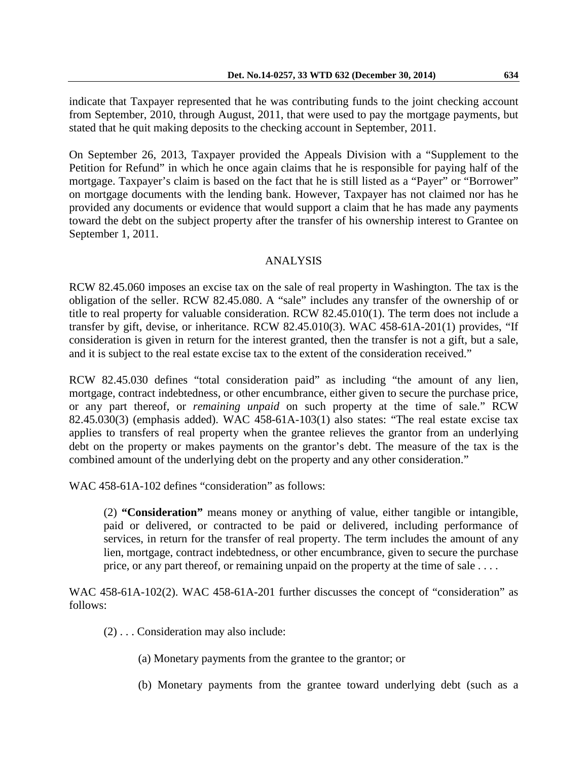indicate that Taxpayer represented that he was contributing funds to the joint checking account from September, 2010, through August, 2011, that were used to pay the mortgage payments, but stated that he quit making deposits to the checking account in September, 2011.

On September 26, 2013, Taxpayer provided the Appeals Division with a "Supplement to the Petition for Refund" in which he once again claims that he is responsible for paying half of the mortgage. Taxpayer's claim is based on the fact that he is still listed as a "Payer" or "Borrower" on mortgage documents with the lending bank. However, Taxpayer has not claimed nor has he provided any documents or evidence that would support a claim that he has made any payments toward the debt on the subject property after the transfer of his ownership interest to Grantee on September 1, 2011.

## ANALYSIS

RCW 82.45.060 imposes an excise tax on the sale of real property in Washington. The tax is the obligation of the seller. RCW 82.45.080. A "sale" includes any transfer of the ownership of or title to real property for valuable consideration. RCW 82.45.010(1). The term does not include a transfer by gift, devise, or inheritance. RCW 82.45.010(3). WAC 458-61A-201(1) provides, "If consideration is given in return for the interest granted, then the transfer is not a gift, but a sale, and it is subject to the real estate excise tax to the extent of the consideration received."

RCW 82.45.030 defines "total consideration paid" as including "the amount of any lien, mortgage, contract indebtedness, or other encumbrance, either given to secure the purchase price, or any part thereof, or *remaining unpaid* on such property at the time of sale." RCW 82.45.030(3) (emphasis added). WAC 458-61A-103(1) also states: "The real estate excise tax applies to transfers of real property when the grantee relieves the grantor from an underlying debt on the property or makes payments on the grantor's debt. The measure of the tax is the combined amount of the underlying debt on the property and any other consideration."

WAC 458-61A-102 defines "consideration" as follows:

> (2) **"Consideration"** means money or anything of value, either tangible or intangible, paid or delivered, or contracted to be paid or delivered, including performance of services, in return for the transfer of real property. The term includes the amount of any lien, mortgage, contract indebtedness, or other encumbrance, given to secure the purchase price, or any part thereof, or remaining unpaid on the property at the time of sale . . . .

WAC 458-61A-102(2). WAC 458-61A-201 further discusses the concept of "consideration" as follows:

> (2) . . . Consideration may also include:
>
> (a) Monetary payments from the grantee to the grantor; or
>
> (b) Monetary payments from the grantee toward underlying debt (such as a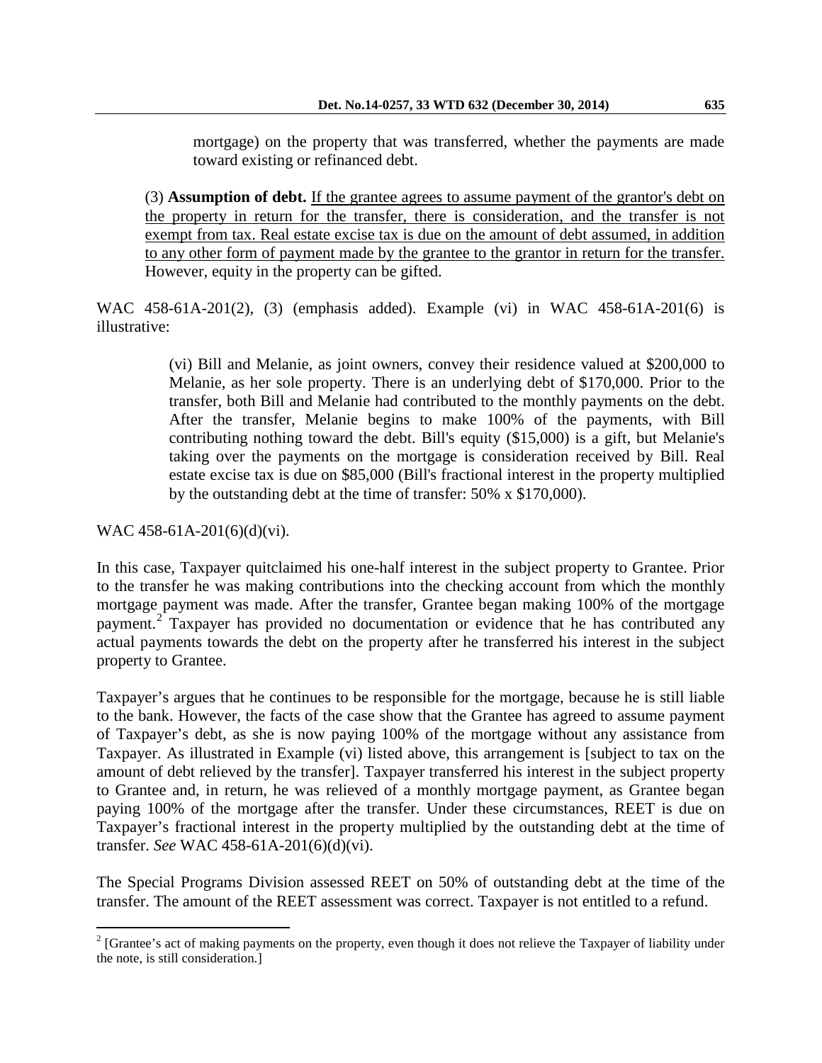mortgage) on the property that was transferred, whether the payments are made toward existing or refinanced debt.

> (3) **Assumption of debt.** If the grantee agrees to assume payment of the grantor's debt on the property in return for the transfer, there is consideration, and the transfer is not exempt from tax. Real estate excise tax is due on the amount of debt assumed, in addition to any other form of payment made by the grantee to the grantor in return for the transfer. However, equity in the property can be gifted.

WAC 458-61A-201(2), (3) (emphasis added). Example (vi) in WAC 458-61A-201(6) is illustrative:

> (vi) Bill and Melanie, as joint owners, convey their residence valued at $200,000 to Melanie, as her sole property. There is an underlying debt of $170,000. Prior to the transfer, both Bill and Melanie had contributed to the monthly payments on the debt. After the transfer, Melanie begins to make 100% of the payments, with Bill contributing nothing toward the debt. Bill's equity ($15,000) is a gift, but Melanie's taking over the payments on the mortgage is consideration received by Bill. Real estate excise tax is due on $85,000 (Bill's fractional interest in the property multiplied by the outstanding debt at the time of transfer: 50% x $170,000).

WAC 458-61A-201(6)(d)(vi).

In this case, Taxpayer quitclaimed his one-half interest in the subject property to Grantee. Prior to the transfer he was making contributions into the checking account from which the monthly mortgage payment was made. After the transfer, Grantee began making 100% of the mortgage payment.[2] Taxpayer has provided no documentation or evidence that he has contributed any actual payments towards the debt on the property after he transferred his interest in the subject property to Grantee.

Taxpayer's argues that he continues to be responsible for the mortgage, because he is still liable to the bank. However, the facts of the case show that the Grantee has agreed to assume payment of Taxpayer's debt, as she is now paying 100% of the mortgage without any assistance from Taxpayer. As illustrated in Example (vi) listed above, this arrangement is [subject to tax on the amount of debt relieved by the transfer]. Taxpayer transferred his interest in the subject property to Grantee and, in return, he was relieved of a monthly mortgage payment, as Grantee began paying 100% of the mortgage after the transfer. Under these circumstances, REET is due on Taxpayer's fractional interest in the property multiplied by the outstanding debt at the time of transfer. *See* WAC 458-61A-201(6)(d)(vi).

The Special Programs Division assessed REET on 50% of outstanding debt at the time of the transfer. The amount of the REET assessment was correct. Taxpayer is not entitled to a refund.

---

[2] [Grantee's act of making payments on the property, even though it does not relieve the Taxpayer of liability under the note, is still consideration.]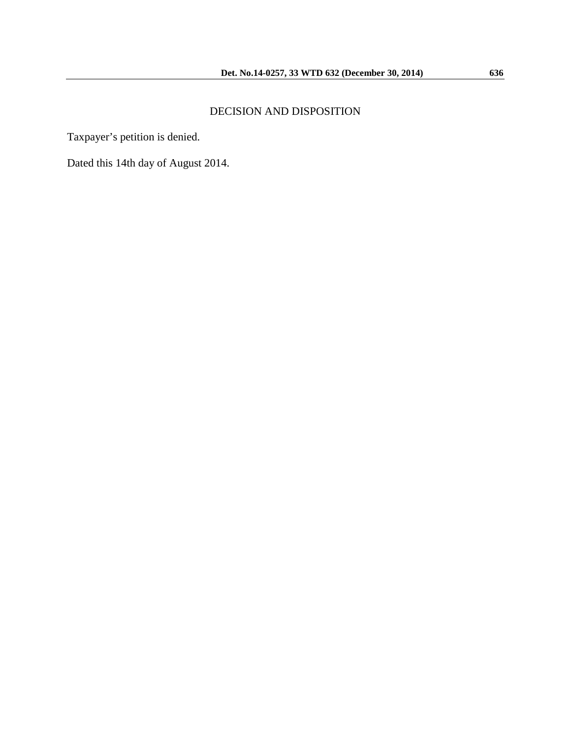## DECISION AND DISPOSITION

Taxpayer's petition is denied.

Dated this 14th day of August 2014.